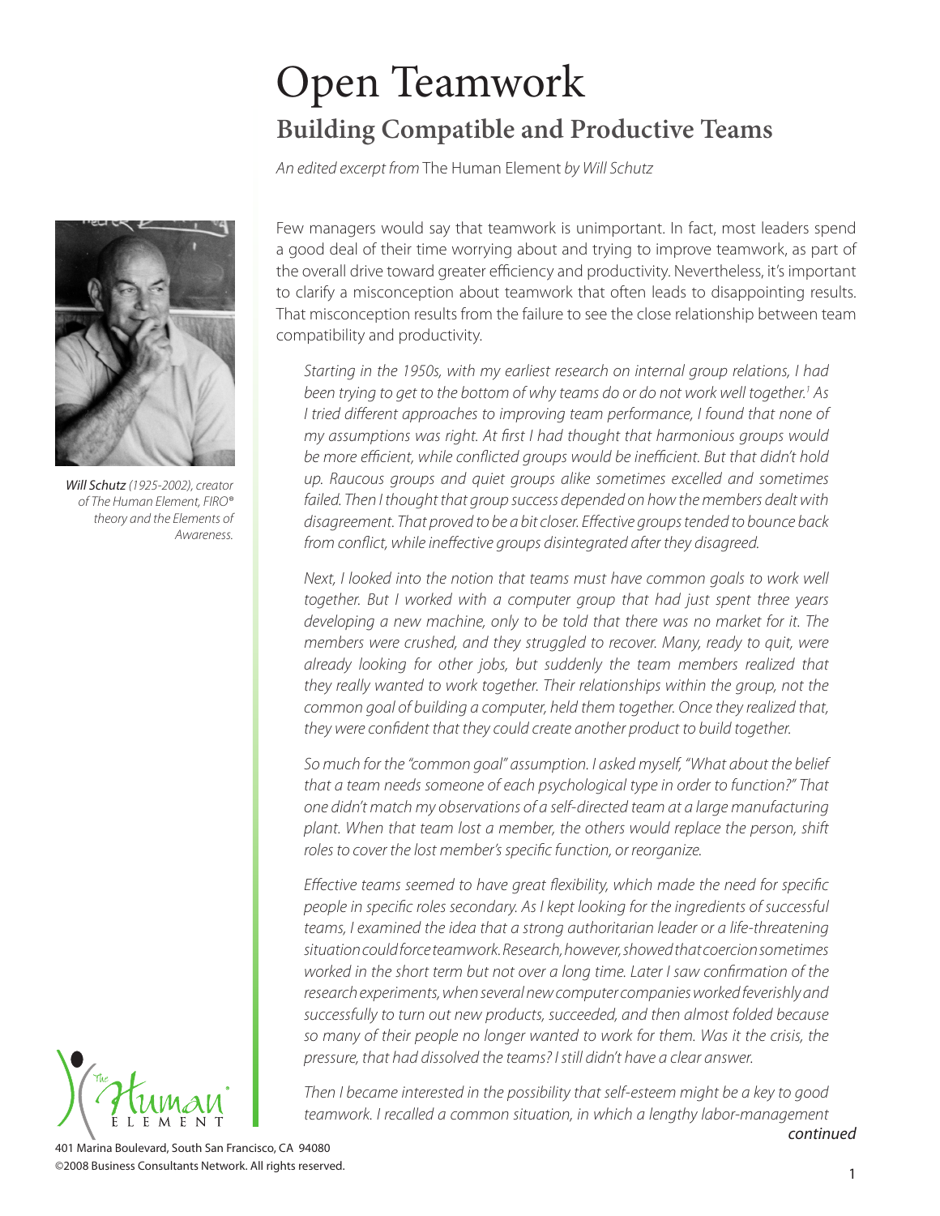# Open Teamwork

## Building Compatible and Productive Teams

*An edited excerpt from* The Human Element *by Will Schutz*

***Will Schutz*** *(1925-2002), creator of The Human Element, FIRO® theory and the Elements of Awareness.*

Few managers would say that teamwork is unimportant. In fact, most leaders spend a good deal of their time worrying about and trying to improve teamwork, as part of the overall drive toward greater efficiency and productivity. Nevertheless, it's important to clarify a misconception about teamwork that often leads to disappointing results. That misconception results from the failure to see the close relationship between team compatibility and productivity.

*Starting in the 1950s, with my earliest research on internal group relations, I had been trying to get to the bottom of why teams do or do not work well together.[1] As I tried different approaches to improving team performance, I found that none of my assumptions was right. At first I had thought that harmonious groups would be more efficient, while conflicted groups would be inefficient. But that didn't hold up. Raucous groups and quiet groups alike sometimes excelled and sometimes failed. Then I thought that group success depended on how the members dealt with disagreement. That proved to be a bit closer. Effective groups tended to bounce back from conflict, while ineffective groups disintegrated after they disagreed.*

*Next, I looked into the notion that teams must have common goals to work well together. But I worked with a computer group that had just spent three years developing a new machine, only to be told that there was no market for it. The members were crushed, and they struggled to recover. Many, ready to quit, were already looking for other jobs, but suddenly the team members realized that they really wanted to work together. Their relationships within the group, not the common goal of building a computer, held them together. Once they realized that, they were confident that they could create another product to build together.*

*So much for the "common goal" assumption. I asked myself, "What about the belief that a team needs someone of each psychological type in order to function?" That one didn't match my observations of a self-directed team at a large manufacturing plant. When that team lost a member, the others would replace the person, shift roles to cover the lost member's specific function, or reorganize.*

*Effective teams seemed to have great flexibility, which made the need for specific people in specific roles secondary. As I kept looking for the ingredients of successful teams, I examined the idea that a strong authoritarian leader or a life-threatening situation could force teamwork. Research, however, showed that coercion sometimes worked in the short term but not over a long time. Later I saw confirmation of the research experiments, when several new computer companies worked feverishly and successfully to turn out new products, succeeded, and then almost folded because so many of their people no longer wanted to work for them. Was it the crisis, the pressure, that had dissolved the teams? I still didn't have a clear answer.*

*Then I became interested in the possibility that self-esteem might be a key to good teamwork. I recalled a common situation, in which a lengthy labor-management*

*continued*

401 Marina Boulevard, South San Francisco, CA 94080
©2008 Business Consultants Network. All rights reserved.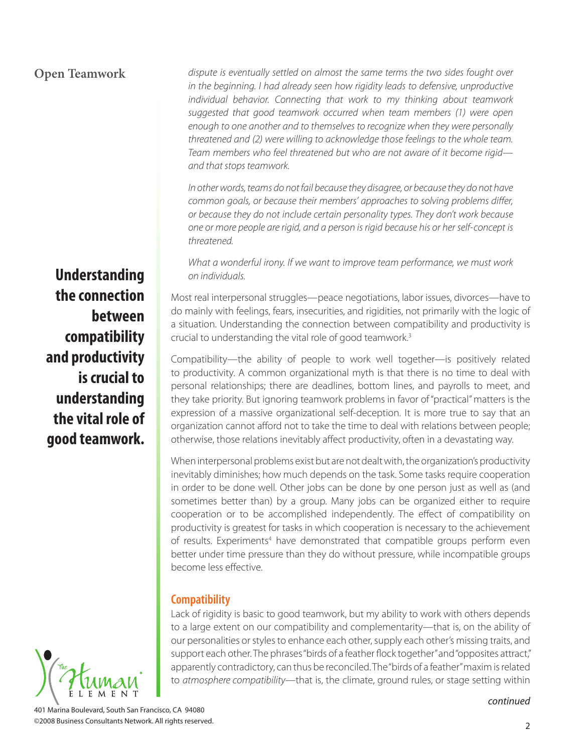*dispute is eventually settled on almost the same terms the two sides fought over in the beginning. I had already seen how rigidity leads to defensive, unproductive individual behavior. Connecting that work to my thinking about teamwork suggested that good teamwork occurred when team members (1) were open enough to one another and to themselves to recognize when they were personally threatened and (2) were willing to acknowledge those feelings to the whole team. Team members who feel threatened but who are not aware of it become rigid—and that stops teamwork.*

*In other words, teams do not fail because they disagree, or because they do not have common goals, or because their members' approaches to solving problems differ, or because they do not include certain personality types. They don't work because one or more people are rigid, and a person is rigid because his or her self-concept is threatened.*

*What a wonderful irony. If we want to improve team performance, we must work on individuals.*

**Understanding the connection between compatibility and productivity is crucial to understanding the vital role of good teamwork.**

Most real interpersonal struggles—peace negotiations, labor issues, divorces—have to do mainly with feelings, fears, insecurities, and rigidities, not primarily with the logic of a situation. Understanding the connection between compatibility and productivity is crucial to understanding the vital role of good teamwork.[3]

Compatibility—the ability of people to work well together—is positively related to productivity. A common organizational myth is that there is no time to deal with personal relationships; there are deadlines, bottom lines, and payrolls to meet, and they take priority. But ignoring teamwork problems in favor of "practical" matters is the expression of a massive organizational self-deception. It is more true to say that an organization cannot afford not to take the time to deal with relations between people; otherwise, those relations inevitably affect productivity, often in a devastating way.

When interpersonal problems exist but are not dealt with, the organization's productivity inevitably diminishes; how much depends on the task. Some tasks require cooperation in order to be done well. Other jobs can be done by one person just as well as (and sometimes better than) by a group. Many jobs can be organized either to require cooperation or to be accomplished independently. The effect of compatibility on productivity is greatest for tasks in which cooperation is necessary to the achievement of results. Experiments[4] have demonstrated that compatible groups perform even better under time pressure than they do without pressure, while incompatible groups become less effective.

## Compatibility

Lack of rigidity is basic to good teamwork, but my ability to work with others depends to a large extent on our compatibility and complementarity—that is, on the ability of our personalities or styles to enhance each other, supply each other's missing traits, and support each other. The phrases "birds of a feather flock together" and "opposites attract," apparently contradictory, can thus be reconciled. The "birds of a feather" maxim is related to *atmosphere compatibility*—that is, the climate, ground rules, or stage setting within

*continued*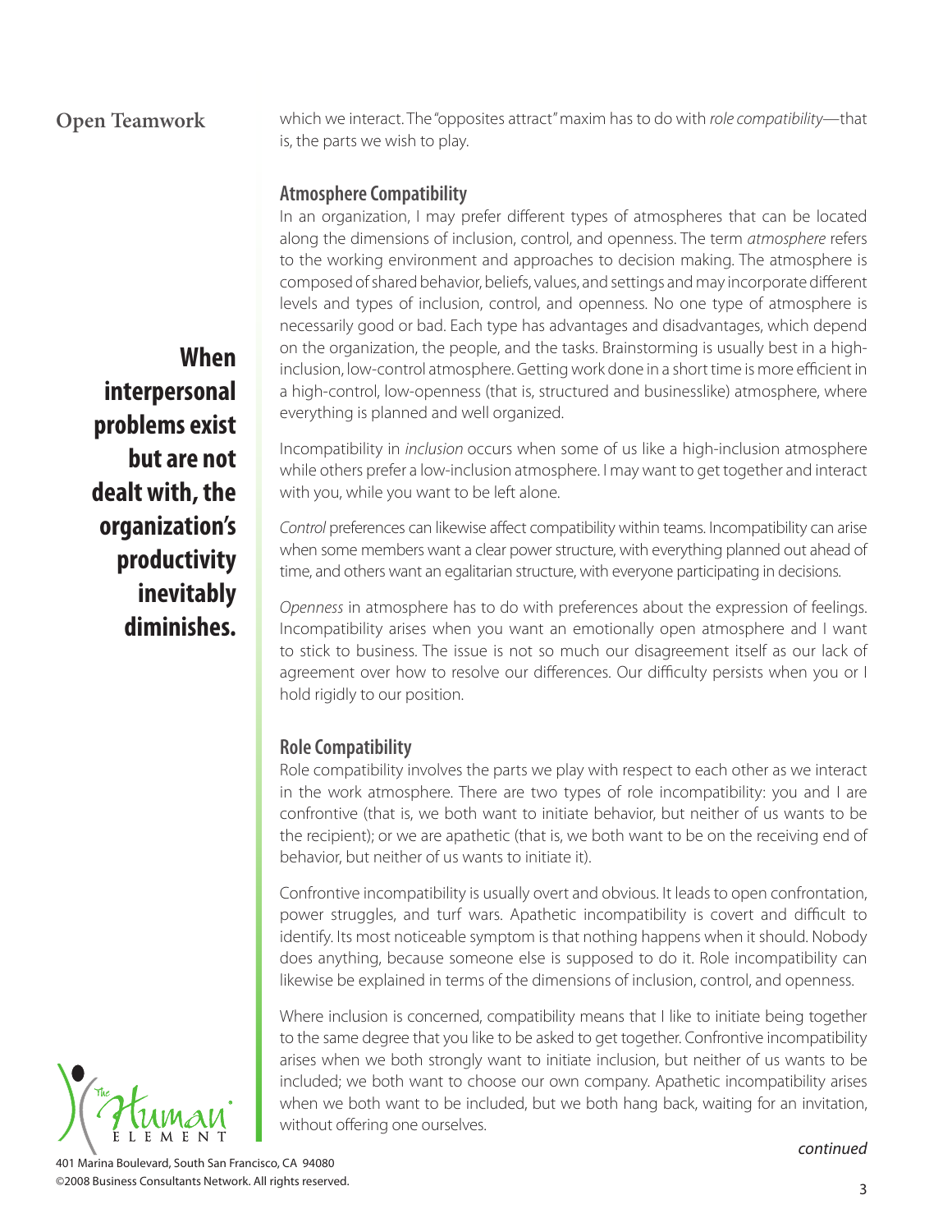which we interact. The "opposites attract" maxim has to do with *role compatibility*—that is, the parts we wish to play.

## Atmosphere Compatibility

In an organization, I may prefer different types of atmospheres that can be located along the dimensions of inclusion, control, and openness. The term *atmosphere* refers to the working environment and approaches to decision making. The atmosphere is composed of shared behavior, beliefs, values, and settings and may incorporate different levels and types of inclusion, control, and openness. No one type of atmosphere is necessarily good or bad. Each type has advantages and disadvantages, which depend on the organization, the people, and the tasks. Brainstorming is usually best in a high-inclusion, low-control atmosphere. Getting work done in a short time is more efficient in a high-control, low-openness (that is, structured and businesslike) atmosphere, where everything is planned and well organized.

**When interpersonal problems exist but are not dealt with, the organization's productivity inevitably diminishes.**

Incompatibility in *inclusion* occurs when some of us like a high-inclusion atmosphere while others prefer a low-inclusion atmosphere. I may want to get together and interact with you, while you want to be left alone.

*Control* preferences can likewise affect compatibility within teams. Incompatibility can arise when some members want a clear power structure, with everything planned out ahead of time, and others want an egalitarian structure, with everyone participating in decisions.

*Openness* in atmosphere has to do with preferences about the expression of feelings. Incompatibility arises when you want an emotionally open atmosphere and I want to stick to business. The issue is not so much our disagreement itself as our lack of agreement over how to resolve our differences. Our difficulty persists when you or I hold rigidly to our position.

## Role Compatibility

Role compatibility involves the parts we play with respect to each other as we interact in the work atmosphere. There are two types of role incompatibility: you and I are confrontive (that is, we both want to initiate behavior, but neither of us wants to be the recipient); or we are apathetic (that is, we both want to be on the receiving end of behavior, but neither of us wants to initiate it).

Confrontive incompatibility is usually overt and obvious. It leads to open confrontation, power struggles, and turf wars. Apathetic incompatibility is covert and difficult to identify. Its most noticeable symptom is that nothing happens when it should. Nobody does anything, because someone else is supposed to do it. Role incompatibility can likewise be explained in terms of the dimensions of inclusion, control, and openness.

Where inclusion is concerned, compatibility means that I like to initiate being together to the same degree that you like to be asked to get together. Confrontive incompatibility arises when we both strongly want to initiate inclusion, but neither of us wants to be included; we both want to choose our own company. Apathetic incompatibility arises when we both want to be included, but we both hang back, waiting for an invitation, without offering one ourselves.

*continued*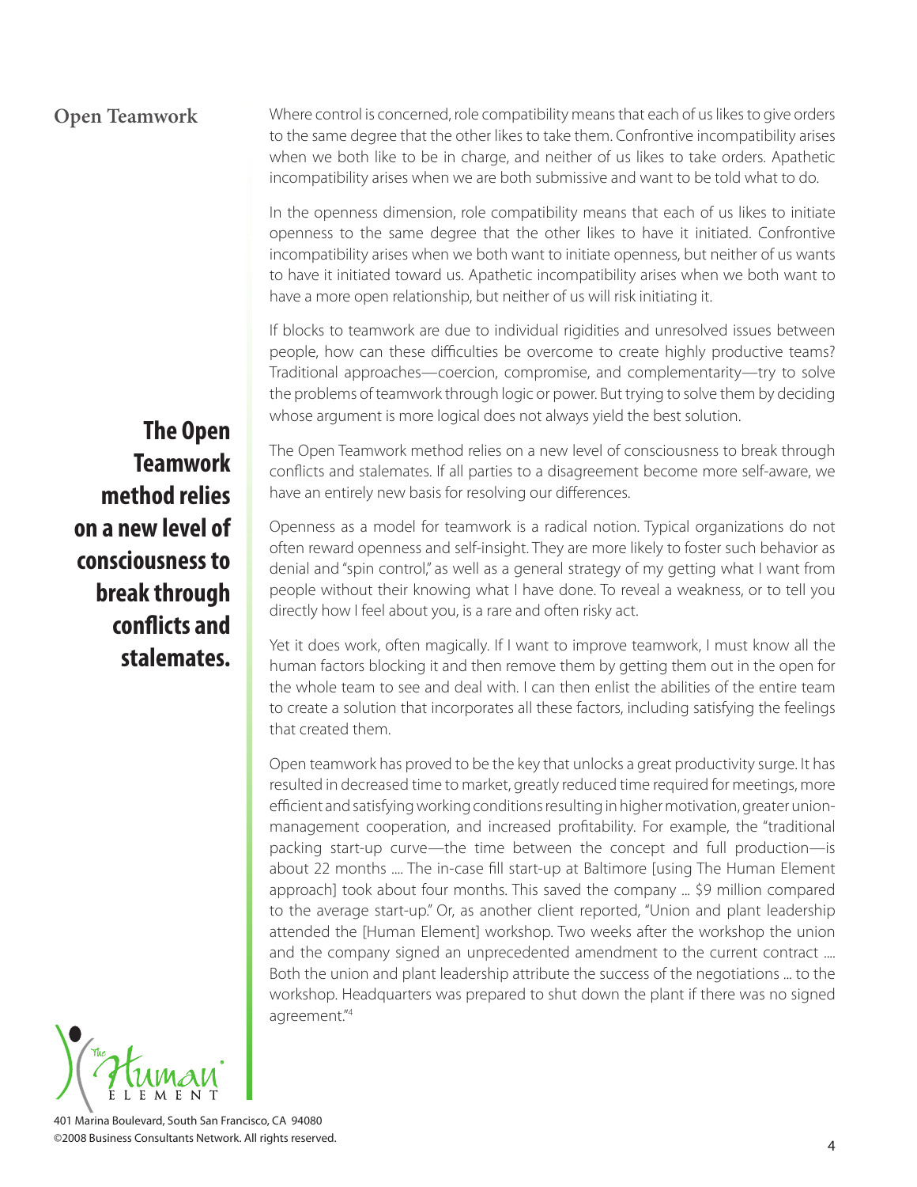## Open Teamwork

Where control is concerned, role compatibility means that each of us likes to give orders to the same degree that the other likes to take them. Confrontive incompatibility arises when we both like to be in charge, and neither of us likes to take orders. Apathetic incompatibility arises when we are both submissive and want to be told what to do.

In the openness dimension, role compatibility means that each of us likes to initiate openness to the same degree that the other likes to have it initiated. Confrontive incompatibility arises when we both want to initiate openness, but neither of us wants to have it initiated toward us. Apathetic incompatibility arises when we both want to have a more open relationship, but neither of us will risk initiating it.

If blocks to teamwork are due to individual rigidities and unresolved issues between people, how can these difficulties be overcome to create highly productive teams? Traditional approaches—coercion, compromise, and complementarity—try to solve the problems of teamwork through logic or power. But trying to solve them by deciding whose argument is more logical does not always yield the best solution.

**The Open Teamwork method relies on a new level of consciousness to break through conflicts and stalemates.**

The Open Teamwork method relies on a new level of consciousness to break through conflicts and stalemates. If all parties to a disagreement become more self-aware, we have an entirely new basis for resolving our differences.

Openness as a model for teamwork is a radical notion. Typical organizations do not often reward openness and self-insight. They are more likely to foster such behavior as denial and "spin control," as well as a general strategy of my getting what I want from people without their knowing what I have done. To reveal a weakness, or to tell you directly how I feel about you, is a rare and often risky act.

Yet it does work, often magically. If I want to improve teamwork, I must know all the human factors blocking it and then remove them by getting them out in the open for the whole team to see and deal with. I can then enlist the abilities of the entire team to create a solution that incorporates all these factors, including satisfying the feelings that created them.

Open teamwork has proved to be the key that unlocks a great productivity surge. It has resulted in decreased time to market, greatly reduced time required for meetings, more efficient and satisfying working conditions resulting in higher motivation, greater union-management cooperation, and increased profitability. For example, the "traditional packing start-up curve—the time between the concept and full production—is about 22 months .... The in-case fill start-up at Baltimore [using The Human Element approach] took about four months. This saved the company ... $9 million compared to the average start-up." Or, as another client reported, "Union and plant leadership attended the [Human Element] workshop. Two weeks after the workshop the union and the company signed an unprecedented amendment to the current contract .... Both the union and plant leadership attribute the success of the negotiations ... to the workshop. Headquarters was prepared to shut down the plant if there was no signed agreement."[4]

401 Marina Boulevard, South San Francisco, CA 94080
©2008 Business Consultants Network. All rights reserved.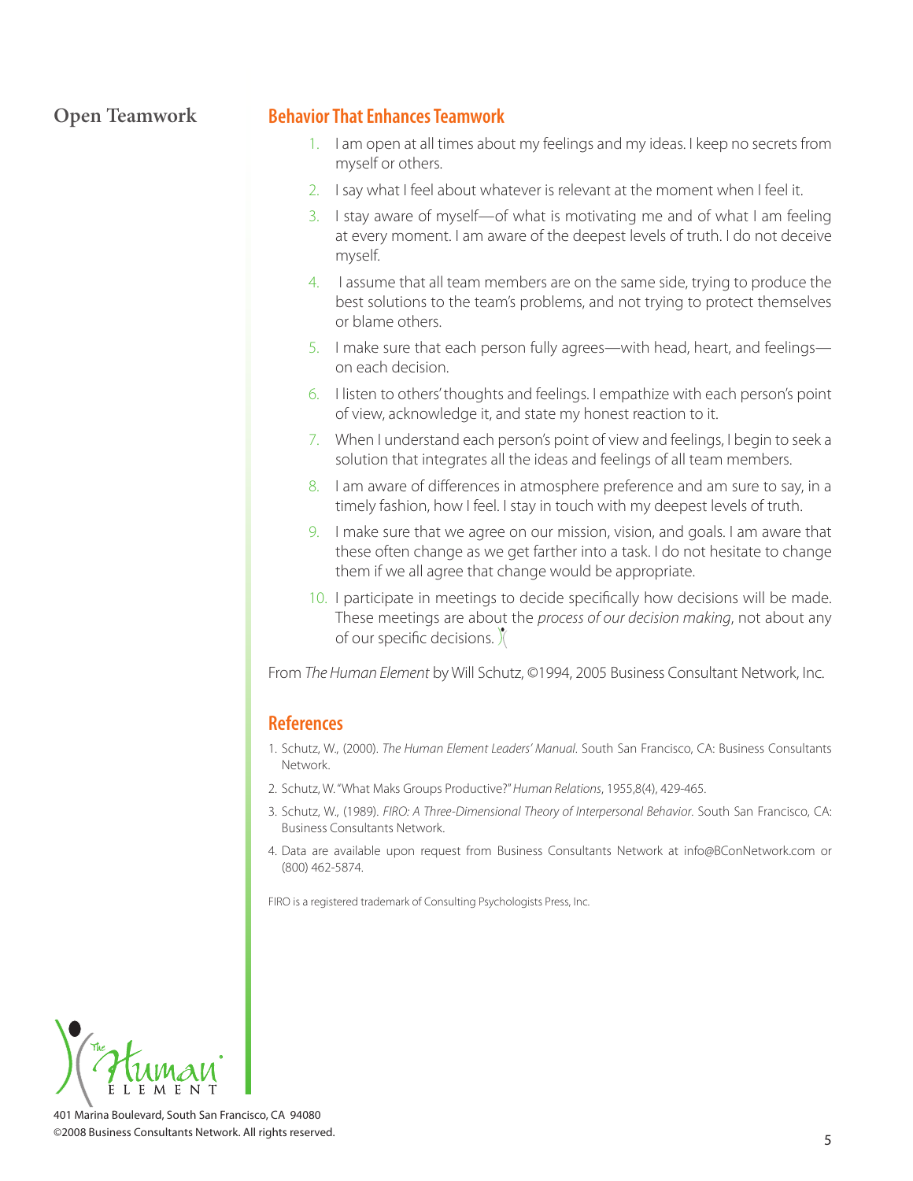## Open Teamwork

### Behavior That Enhances Teamwork

1. I am open at all times about my feelings and my ideas. I keep no secrets from myself or others.
2. I say what I feel about whatever is relevant at the moment when I feel it.
3. I stay aware of myself—of what is motivating me and of what I am feeling at every moment. I am aware of the deepest levels of truth. I do not deceive myself.
4. I assume that all team members are on the same side, trying to produce the best solutions to the team's problems, and not trying to protect themselves or blame others.
5. I make sure that each person fully agrees—with head, heart, and feelings—on each decision.
6. I listen to others' thoughts and feelings. I empathize with each person's point of view, acknowledge it, and state my honest reaction to it.
7. When I understand each person's point of view and feelings, I begin to seek a solution that integrates all the ideas and feelings of all team members.
8. I am aware of differences in atmosphere preference and am sure to say, in a timely fashion, how I feel. I stay in touch with my deepest levels of truth.
9. I make sure that we agree on our mission, vision, and goals. I am aware that these often change as we get farther into a task. I do not hesitate to change them if we all agree that change would be appropriate.
10. I participate in meetings to decide specifically how decisions will be made. These meetings are about the *process of our decision making*, not about any of our specific decisions.

From *The Human Element* by Will Schutz, ©1994, 2005 Business Consultant Network, Inc.

### References

1. Schutz, W., (2000). *The Human Element Leaders' Manual*. South San Francisco, CA: Business Consultants Network.
2. Schutz, W. "What Maks Groups Productive?" *Human Relations*, 1955,8(4), 429-465.
3. Schutz, W., (1989). *FIRO: A Three-Dimensional Theory of Interpersonal Behavior*. South San Francisco, CA: Business Consultants Network.
4. Data are available upon request from Business Consultants Network at info@BConNetwork.com or (800) 462-5874.

FIRO is a registered trademark of Consulting Psychologists Press, Inc.

The Human Element

401 Marina Boulevard, South San Francisco, CA 94080
©2008 Business Consultants Network. All rights reserved.